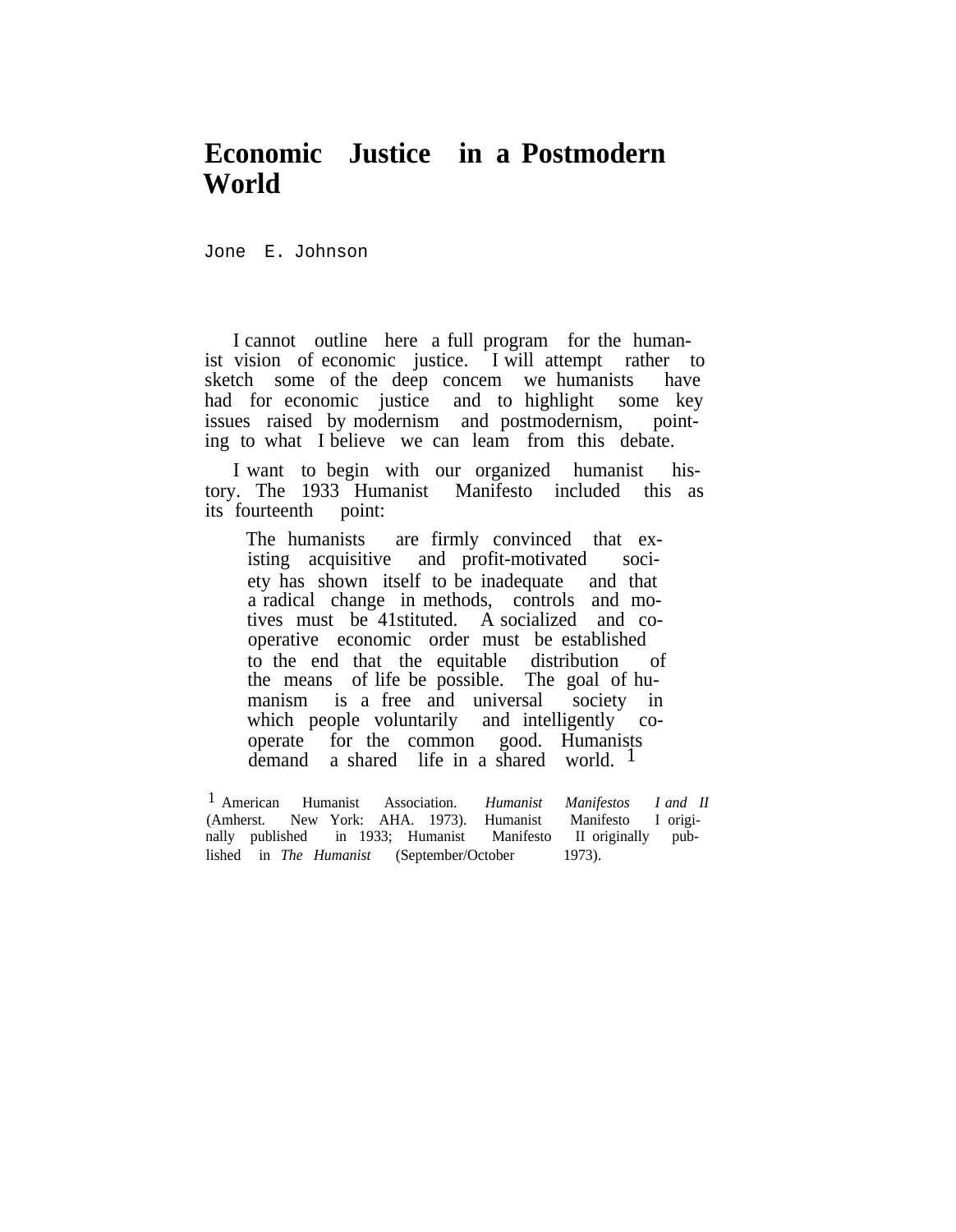# Economic Justice in a Postmodern World

Jone E. Johnson

I cannot outline here a full program for the humanist vision of economic justice. I will attempt rather to sketch some of the deep concem we humanists have had for economic justice and to highlight some key issues raised by modernism and postmodernism, pointing to what I believe we can leam from this debate.

I want to begin with our organized humanist history. The 1933 Humanist Manifesto included this as its fourteenth point:

> The humanists are firmly convinced that existing acquisitive and profit-motivated society has shown itself to be inadequate and that a radical change in methods, controls and motives must be 41stituted. A socialized and cooperative economic order must be established to the end that the equitable distribution of the means of life be possible. The goal of humanism is a free and universal society in which people voluntarily and intelligently cooperate for the common good. Humanists demand a shared life in a shared world. [1]

[1] American Humanist Association. *Humanist Manifestos I and II* (Amherst. New York: AHA. 1973). Humanist Manifesto I originally published in 1933; Humanist Manifesto II originally published in *The Humanist* (September/October 1973).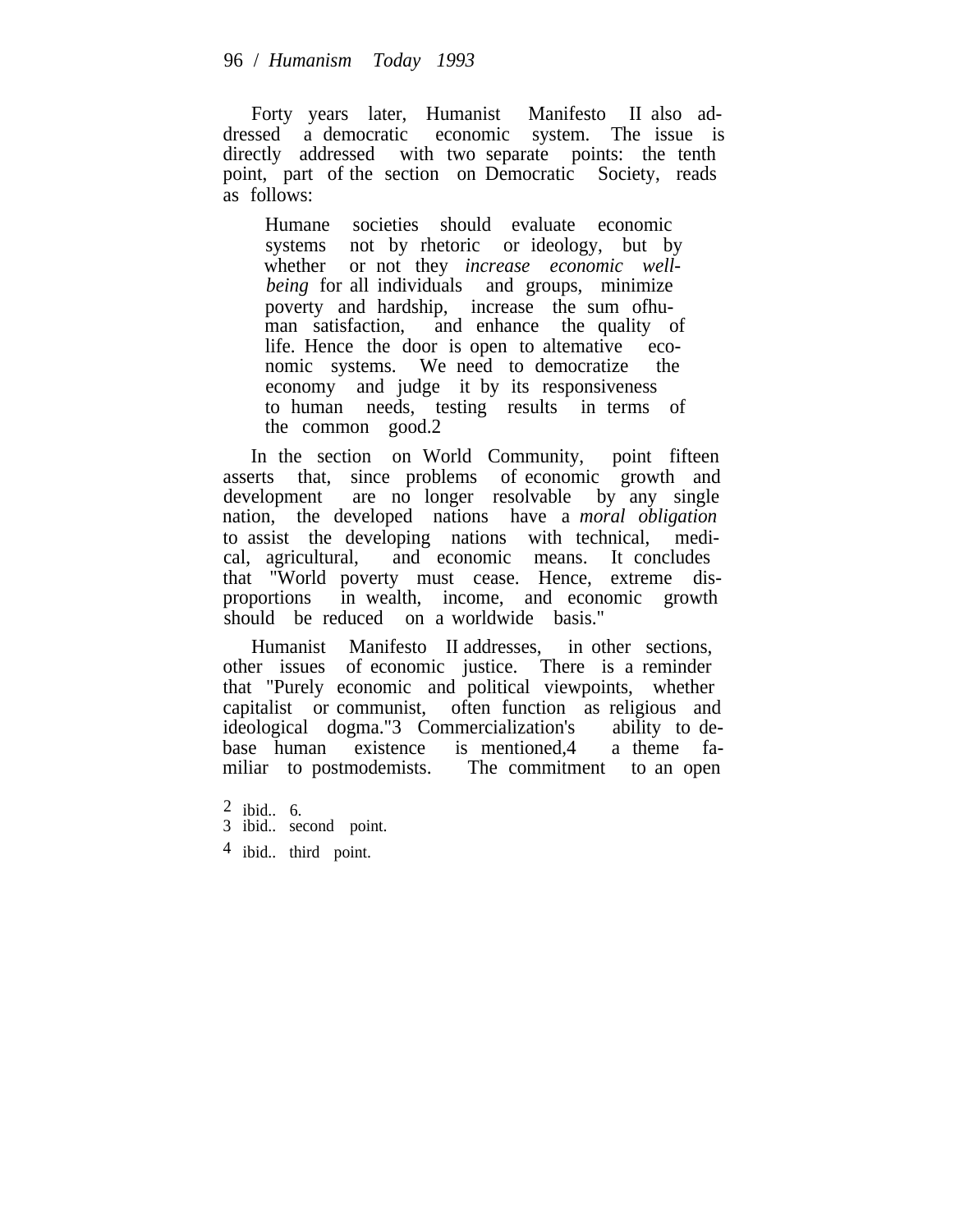Forty years later, Humanist Manifesto II also addressed a democratic economic system. The issue is directly addressed with two separate points: the tenth point, part of the section on Democratic Society, reads as follows:

> Humane societies should evaluate economic systems not by rhetoric or ideology, but by whether or not they *increase economic well-being* for all individuals and groups, minimize poverty and hardship, increase the sum ofhuman satisfaction, and enhance the quality of life. Hence the door is open to altemative economic systems. We need to democratize the economy and judge it by its responsiveness to human needs, testing results in terms of the common good.[2]

In the section on World Community, point fifteen asserts that, since problems of economic growth and development are no longer resolvable by any single nation, the developed nations have a *moral obligation* to assist the developing nations with technical, medical, agricultural, and economic means. It concludes that "World poverty must cease. Hence, extreme disproportions in wealth, income, and economic growth should be reduced on a worldwide basis."

Humanist Manifesto II addresses, in other sections, other issues of economic justice. There is a reminder that "Purely economic and political viewpoints, whether capitalist or communist, often function as religious and ideological dogma."[3] Commercialization's ability to debase human existence is mentioned,[4] a theme familiar to postmodemists. The commitment to an open

[2] ibid.. 6.
[3] ibid.. second point.
[4] ibid.. third point.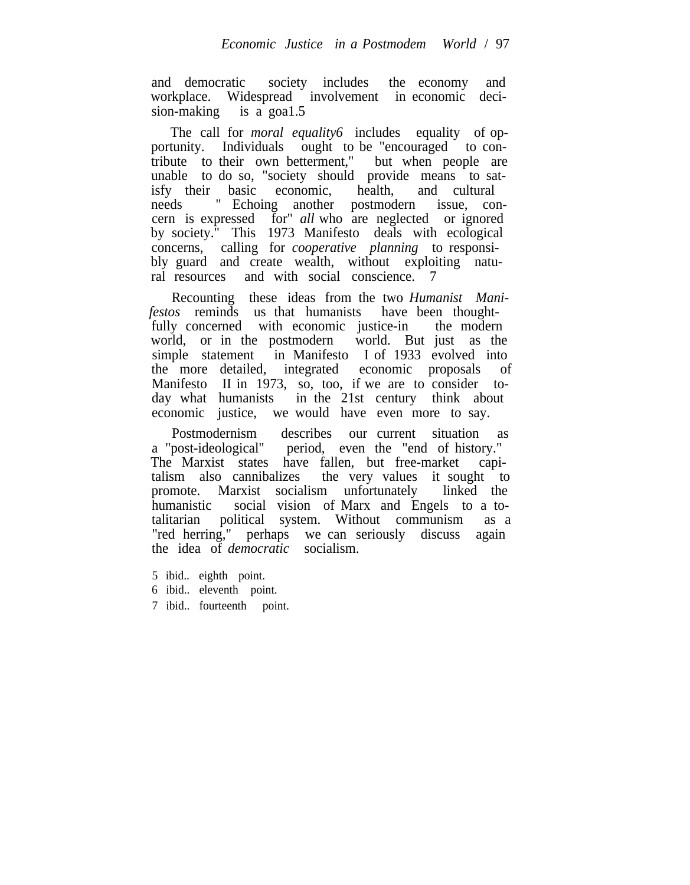and democratic society includes the economy and workplace. Widespread involvement in economic decision-making is a goal.[5]

The call for *moral equality*[6] includes equality of opportunity. Individuals ought to be "encouraged to contribute to their own betterment," but when people are unable to do so, "society should provide means to satisfy their basic economic, health, and cultural needs." Echoing another postmodern issue, concern is expressed for" *all* who are neglected or ignored by society." This 1973 Manifesto deals with ecological concerns, calling for *cooperative planning* to responsibly guard and create wealth, without exploiting natural resources and with social conscience.[7]

Recounting these ideas from the two *Humanist Manifestos* reminds us that humanists have been thoughtfully concerned with economic justice-in the modern world, or in the postmodern world. But just as the simple statement in Manifesto I of 1933 evolved into the more detailed, integrated economic proposals of Manifesto II in 1973, so, too, if we are to consider today what humanists in the 21st century think about economic justice, we would have even more to say.

Postmodernism describes our current situation as a "post-ideological" period, even the "end of history." The Marxist states have fallen, but free-market capitalism also cannibalizes the very values it sought to promote. Marxist socialism unfortunately linked the humanistic social vision of Marx and Engels to a totalitarian political system. Without communism as a "red herring," perhaps we can seriously discuss again the idea of *democratic* socialism.

5 ibid.. eighth point.

6 ibid.. eleventh point.

7 ibid.. fourteenth point.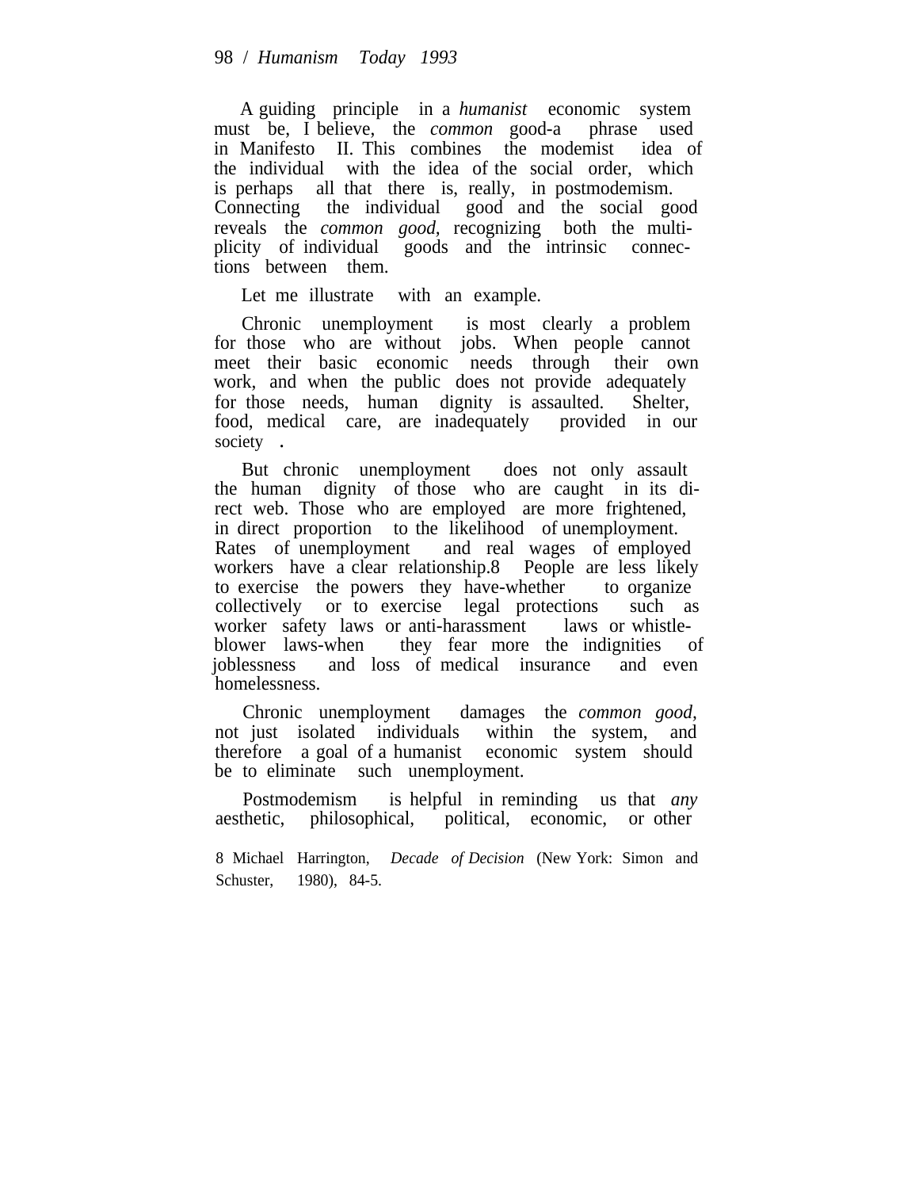A guiding principle in a *humanist* economic system must be, I believe, the *common* good-a phrase used in Manifesto II. This combines the modemist idea of the individual with the idea of the social order, which is perhaps all that there is, really, in postmodemism. Connecting the individual good and the social good reveals the *common good*, recognizing both the multiplicity of individual goods and the intrinsic connections between them.

Let me illustrate with an example.

Chronic unemployment is most clearly a problem for those who are without jobs. When people cannot meet their basic economic needs through their own work, and when the public does not provide adequately for those needs, human dignity is assaulted. Shelter, food, medical care, are inadequately provided in our society .

But chronic unemployment does not only assault the human dignity of those who are caught in its direct web. Those who are employed are more frightened, in direct proportion to the likelihood of unemployment. Rates of unemployment and real wages of employed workers have a clear relationship.[8] People are less likely to exercise the powers they have-whether to organize collectively or to exercise legal protections such as worker safety laws or anti-harassment laws or whistle-blower laws-when they fear more the indignities of joblessness and loss of medical insurance and even homelessness.

Chronic unemployment damages the *common good*, not just isolated individuals within the system, and therefore a goal of a humanist economic system should be to eliminate such unemployment.

Postmodemism is helpful in reminding us that *any* aesthetic, philosophical, political, economic, or other

8 Michael Harrington, *Decade of Decision* (New York: Simon and Schuster, 1980), 84-5.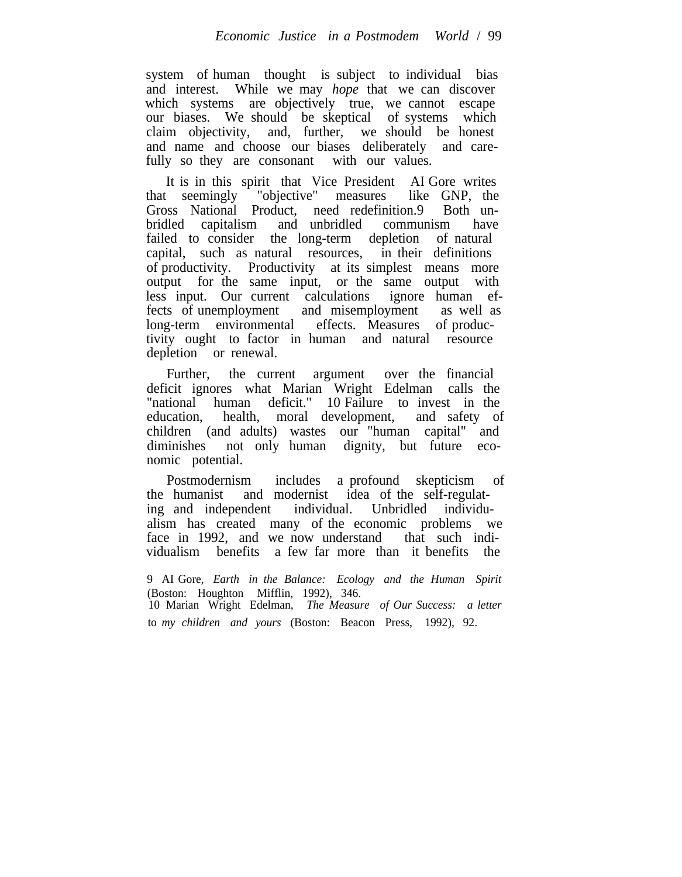system of human thought is subject to individual bias and interest. While we may *hope* that we can discover which systems are objectively true, we cannot escape our biases. We should be skeptical of systems which claim objectivity, and, further, we should be honest and name and choose our biases deliberately and carefully so they are consonant with our values.

It is in this spirit that Vice President AI Gore writes that seemingly "objective" measures like GNP, the Gross National Product, need redefinition.[9] Both unbridled capitalism and unbridled communism have failed to consider the long-term depletion of natural capital, such as natural resources, in their definitions of productivity. Productivity at its simplest means more output for the same input, or the same output with less input. Our current calculations ignore human effects of unemployment and misemployment as well as long-term environmental effects. Measures of productivity ought to factor in human and natural resource depletion or renewal.

Further, the current argument over the financial deficit ignores what Marian Wright Edelman calls the "national human deficit."[10] Failure to invest in the education, health, moral development, and safety of children (and adults) wastes our "human capital" and diminishes not only human dignity, but future economic potential.

Postmodernism includes a profound skepticism of the humanist and modernist idea of the self-regulating and independent individual. Unbridled individualism has created many of the economic problems we face in 1992, and we now understand that such individualism benefits a few far more than it benefits the

9 AI Gore, *Earth in the Balance: Ecology and the Human Spirit* (Boston: Houghton Mifflin, 1992), 346.

10 Marian Wright Edelman, *The Measure of Our Success: a letter to my children and yours* (Boston: Beacon Press, 1992), 92.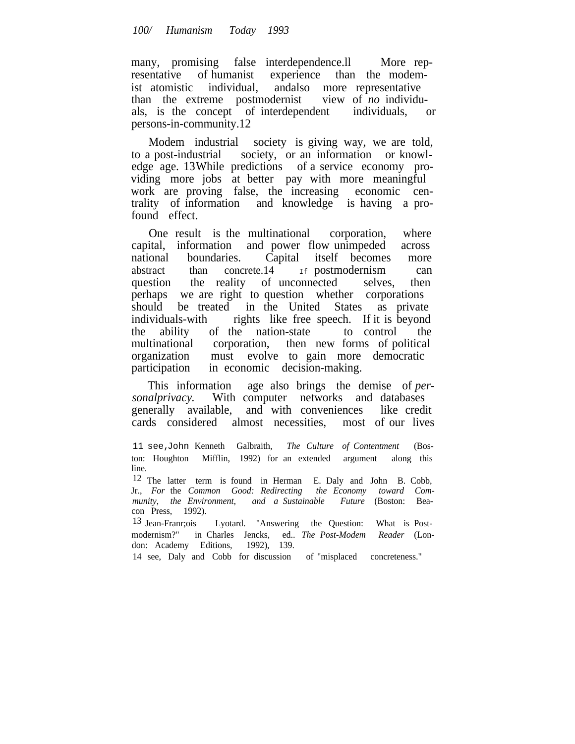many, promising false interdependence.[11] More representative of humanist experience than the modernist atomistic individual, and also more representative than the extreme postmodernist view of *no* individuals, is the concept of interdependent individuals, or persons-in-community.[12]

Modem industrial society is giving way, we are told, to a post-industrial society, or an information or knowledge age.[13] While predictions of a service economy providing more jobs at better pay with more meaningful work are proving false, the increasing economic centrality of information and knowledge is having a profound effect.

One result is the multinational corporation, where capital, information and power flow unimpeded across national boundaries. Capital itself becomes more abstract than concrete.[14] If postmodernism can question the reality of unconnected selves, then perhaps we are right to question whether corporations should be treated in the United States as private individuals-with rights like free speech. If it is beyond the ability of the nation-state to control the multinational corporation, then new forms of political organization must evolve to gain more democratic participation in economic decision-making.

This information age also brings the demise of *personal privacy.* With computer networks and databases generally available, and with conveniences like credit cards considered almost necessities, most of our lives

---

11 see, John Kenneth Galbraith, *The Culture of Contentment* (Boston: Houghton Mifflin, 1992) for an extended argument along this line.

12 The latter term is found in Herman E. Daly and John B. Cobb, Jr., *For* the *Common Good: Redirecting the Economy toward Community, the Environment, and a Sustainable Future* (Boston: Beacon Press, 1992).

13 Jean-Franr;ois Lyotard. "Answering the Question: What is Postmodernism?" in Charles Jencks, ed.. *The Post-Modem Reader* (London: Academy Editions, 1992), 139.

14 see, Daly and Cobb for discussion of "misplaced concreteness."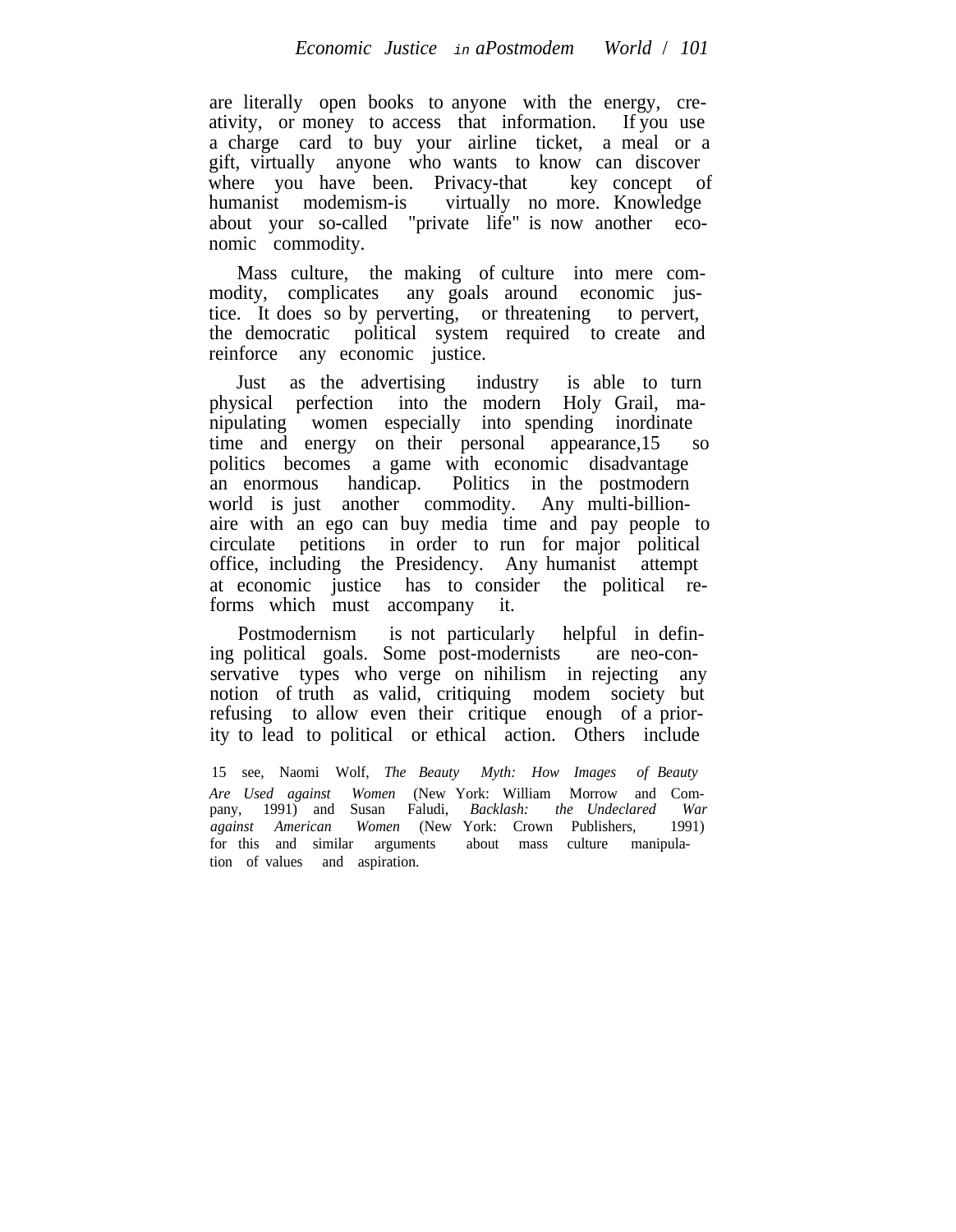are literally open books to anyone with the energy, creativity, or money to access that information. If you use a charge card to buy your airline ticket, a meal or a gift, virtually anyone who wants to know can discover where you have been. Privacy-that key concept of humanist modemism-is virtually no more. Knowledge about your so-called "private life" is now another economic commodity.

Mass culture, the making of culture into mere commodity, complicates any goals around economic justice. It does so by perverting, or threatening to pervert, the democratic political system required to create and reinforce any economic justice.

Just as the advertising industry is able to turn physical perfection into the modern Holy Grail, manipulating women especially into spending inordinate time and energy on their personal appearance,[15] so politics becomes a game with economic disadvantage an enormous handicap. Politics in the postmodern world is just another commodity. Any multi-billionaire with an ego can buy media time and pay people to circulate petitions in order to run for major political office, including the Presidency. Any humanist attempt at economic justice has to consider the political reforms which must accompany it.

Postmodernism is not particularly helpful in defining political goals. Some post-modernists are neo-conservative types who verge on nihilism in rejecting any notion of truth as valid, critiquing modem society but refusing to allow even their critique enough of a priority to lead to political or ethical action. Others include

15 see, Naomi Wolf, *The Beauty Myth: How Images of Beauty Are Used against Women* (New York: William Morrow and Company, 1991) and Susan Faludi, *Backlash: the Undeclared War against American Women* (New York: Crown Publishers, 1991) for this and similar arguments about mass culture manipulation of values and aspiration.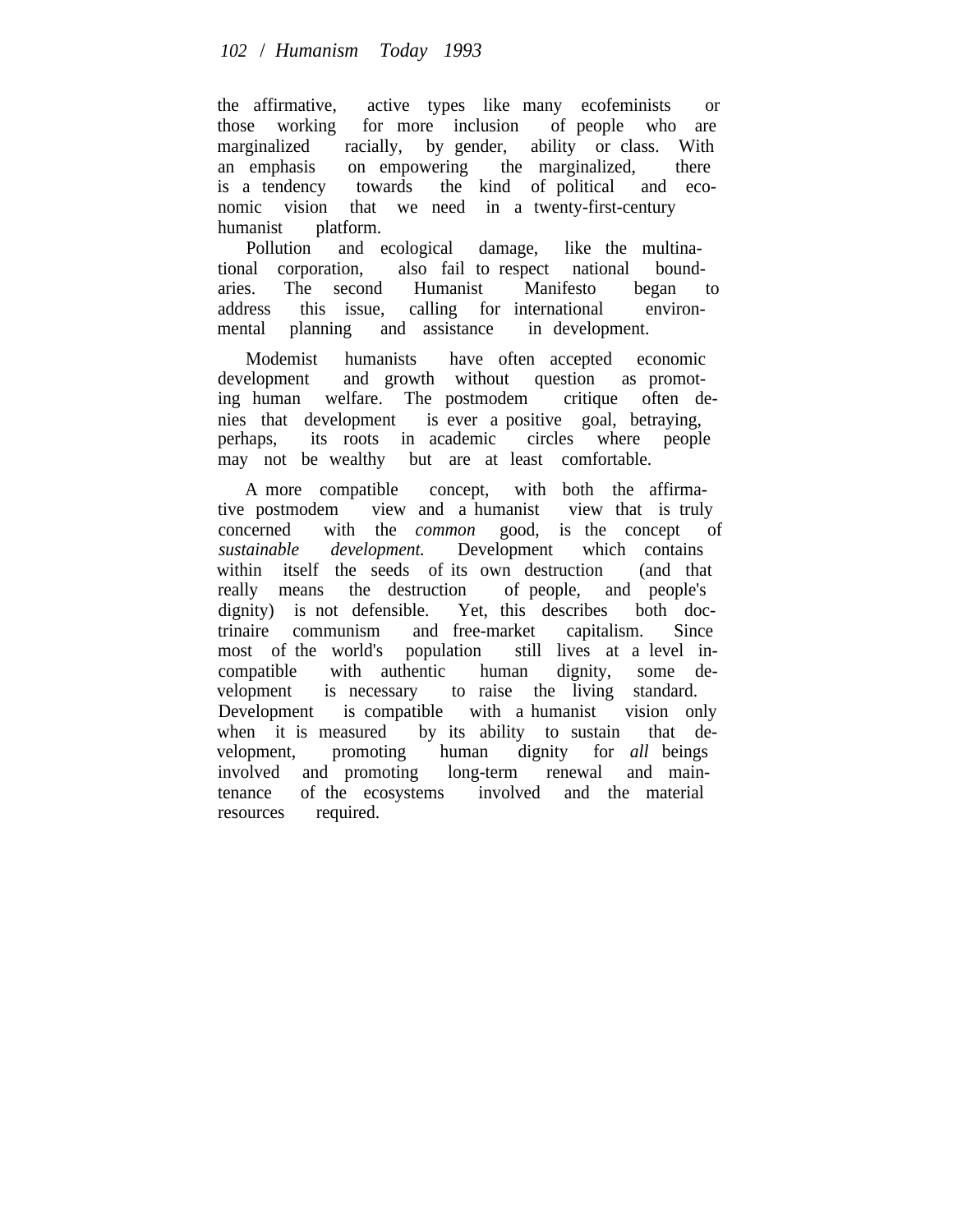the affirmative, active types like many ecofeminists or those working for more inclusion of people who are marginalized racially, by gender, ability or class. With an emphasis on empowering the marginalized, there is a tendency towards the kind of political and economic vision that we need in a twenty-first-century humanist platform.

Pollution and ecological damage, like the multinational corporation, also fail to respect national boundaries. The second Humanist Manifesto began to address this issue, calling for international environmental planning and assistance in development.

Modemist humanists have often accepted economic development and growth without question as promoting human welfare. The postmodem critique often denies that development is ever a positive goal, betraying, perhaps, its roots in academic circles where people may not be wealthy but are at least comfortable.

A more compatible concept, with both the affirmative postmodem view and a humanist view that is truly concerned with the *common* good, is the concept of *sustainable development.* Development which contains within itself the seeds of its own destruction (and that really means the destruction of people, and people's dignity) is not defensible. Yet, this describes both doctrinaire communism and free-market capitalism. Since most of the world's population still lives at a level incompatible with authentic human dignity, some development is necessary to raise the living standard. Development is compatible with a humanist vision only when it is measured by its ability to sustain that development, promoting human dignity for *all* beings involved and promoting long-term renewal and maintenance of the ecosystems involved and the material resources required.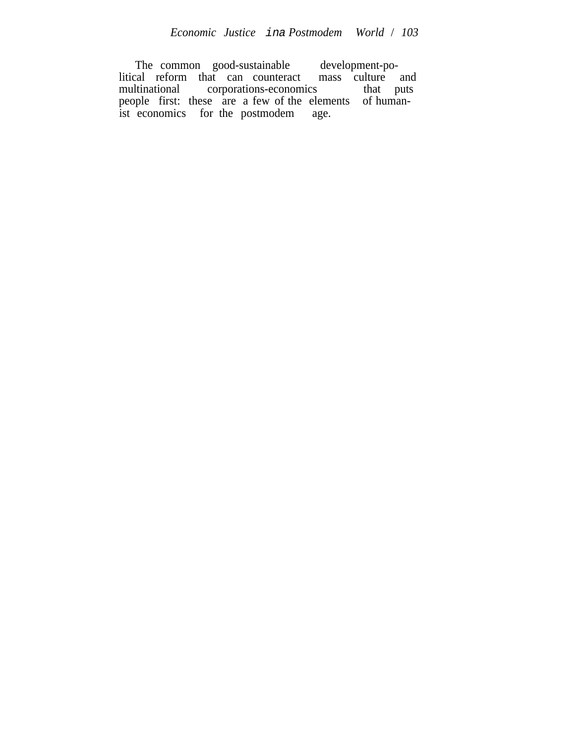The common good-sustainable development-political reform that can counteract mass culture and multinational corporations-economics that puts people first: these are a few of the elements of humanist economics for the postmodem age.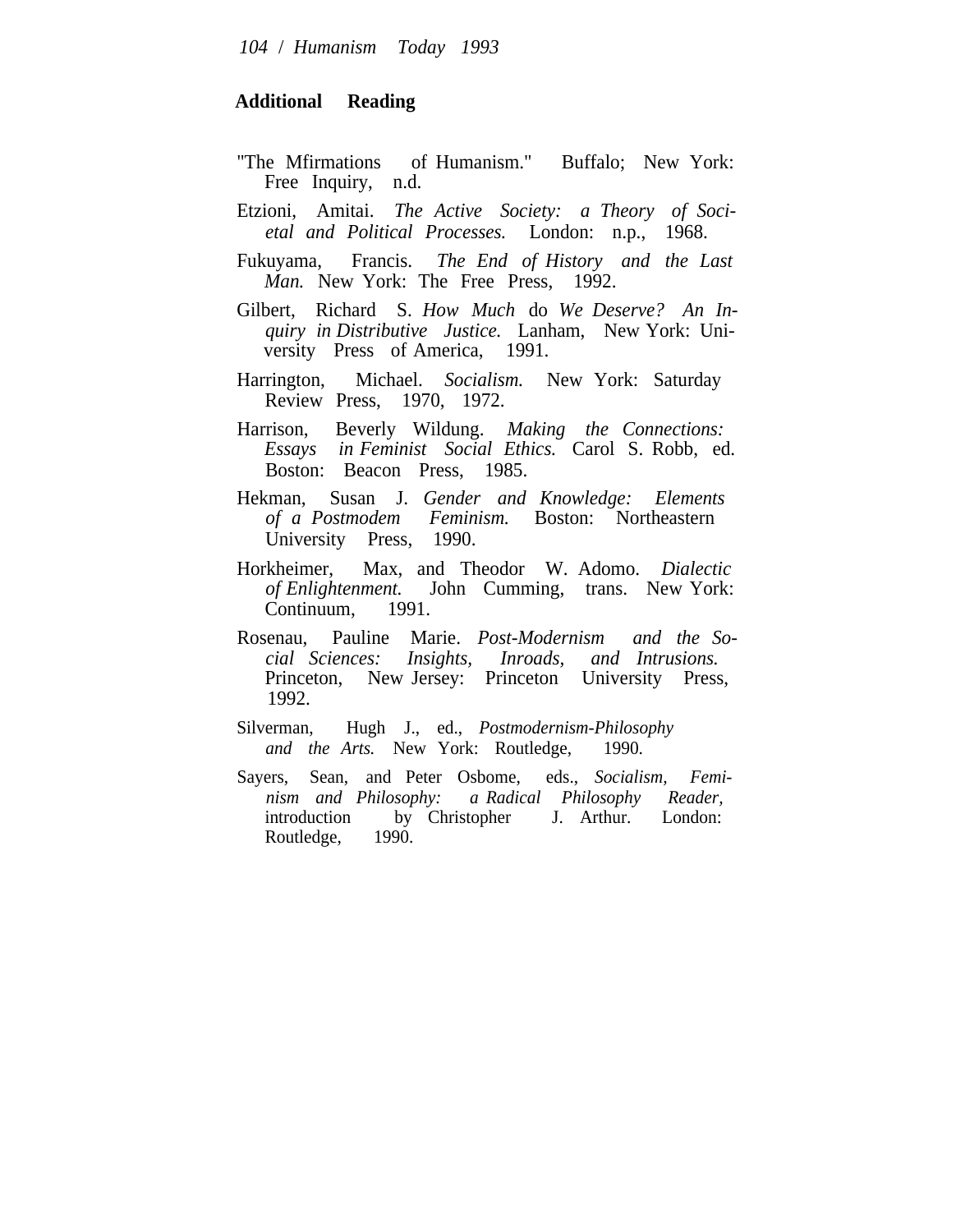## Additional Reading

"The Mfirmations of Humanism." Buffalo; New York: Free Inquiry, n.d.

Etzioni, Amitai. *The Active Society: a Theory of Societal and Political Processes.* London: n.p., 1968.

Fukuyama, Francis. *The End of History and the Last Man.* New York: The Free Press, 1992.

Gilbert, Richard S. *How Much* do *We Deserve? An Inquiry in Distributive Justice.* Lanham, New York: University Press of America, 1991.

Harrington, Michael. *Socialism.* New York: Saturday Review Press, 1970, 1972.

Harrison, Beverly Wildung. *Making the Connections: Essays in Feminist Social Ethics.* Carol S. Robb, ed. Boston: Beacon Press, 1985.

Hekman, Susan J. *Gender and Knowledge: Elements of a Postmodem Feminism.* Boston: Northeastern University Press, 1990.

Horkheimer, Max, and Theodor W. Adomo. *Dialectic of Enlightenment.* John Cumming, trans. New York: Continuum, 1991.

Rosenau, Pauline Marie. *Post-Modernism and the Social Sciences: Insights, Inroads, and Intrusions.* Princeton, New Jersey: Princeton University Press, 1992.

Silverman, Hugh J., ed., *Postmodernism-Philosophy and the Arts.* New York: Routledge, 1990.

Sayers, Sean, and Peter Osbome, eds., *Socialism, Feminism and Philosophy: a Radical Philosophy Reader,* introduction by Christopher J. Arthur. London: Routledge, 1990.